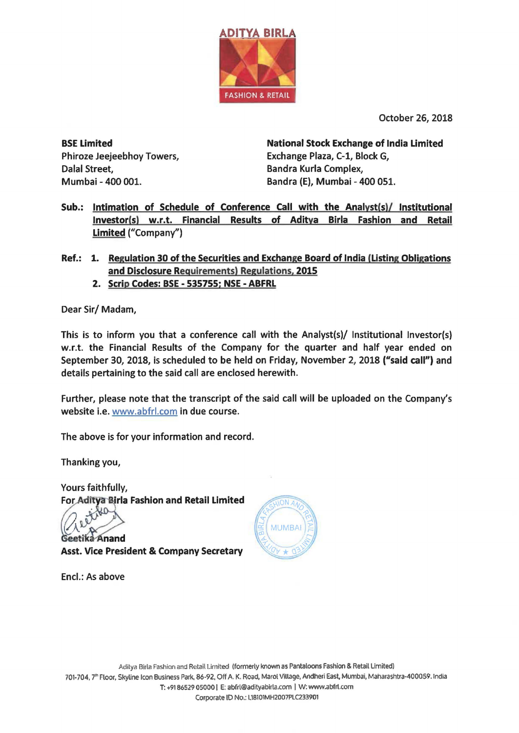ADITYA BIRLA
FASHION & RETAIL

October 26, 2018

**BSE Limited**
Phiroze Jeejeebhoy Towers,
Dalal Street,
Mumbai - 400 001.

**National Stock Exchange of India Limited**
Exchange Plaza, C-1, Block G,
Bandra Kurla Complex,
Bandra (E), Mumbai - 400 051.

**Sub.:** **Intimation of Schedule of Conference Call with the Analyst(s)/ Institutional Investor(s) w.r.t. Financial Results of Aditya Birla Fashion and Retail Limited** ("Company")

**Ref.:**
1. **Regulation 30 of the Securities and Exchange Board of India (Listing Obligations and Disclosure Requirements) Regulations, 2015**
2. **Scrip Codes: BSE - 535755; NSE - ABFRL**

Dear Sir/ Madam,

This is to inform you that a conference call with the Analyst(s)/ Institutional Investor(s) w.r.t. the Financial Results of the Company for the quarter and half year ended on September 30, 2018, is scheduled to be held on Friday, November 2, 2018 **("said call")** and details pertaining to the said call are enclosed herewith.

Further, please note that the transcript of the said call will be uploaded on the Company's website i.e. www.abfrl.com in due course.

The above is for your information and record.

Thanking you,

Yours faithfully,
**For Aditya Birla Fashion and Retail Limited**

**Geetika Anand**
**Asst. Vice President & Company Secretary**

Encl.: As above

Aditya Birla Fashion and Retail Limited (formerly known as Pantaloons Fashion & Retail Limited)
701-704, 7th Floor, Skyline Icon Business Park, 86-92, Off A. K. Road, Marol Village, Andheri East, Mumbai, Maharashtra-400059. India
T: +91 86529 05000 | E: abfrl@adityabirla.com | W: www.abfrl.com
Corporate ID No.: L18101MH2007PLC233901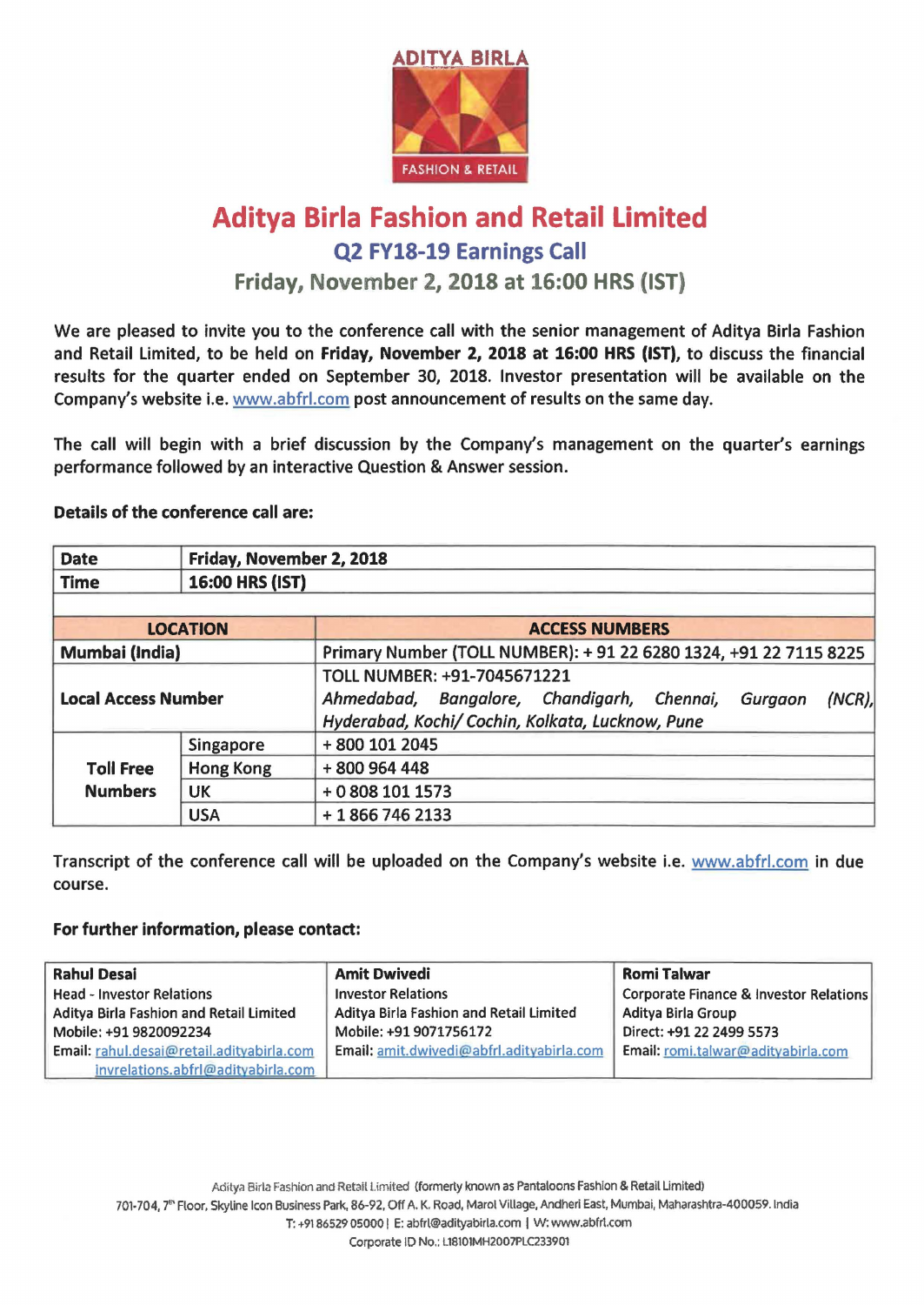ADITYA BIRLA

FASHION & RETAIL

# Aditya Birla Fashion and Retail Limited

## Q2 FY18-19 Earnings Call

### Friday, November 2, 2018 at 16:00 HRS (IST)

We are pleased to invite you to the conference call with the senior management of Aditya Birla Fashion and Retail Limited, to be held on **Friday, November 2, 2018 at 16:00 HRS (IST)**, to discuss the financial results for the quarter ended on September 30, 2018. Investor presentation will be available on the Company's website i.e. www.abfrl.com post announcement of results on the same day.

The call will begin with a brief discussion by the Company's management on the quarter's earnings performance followed by an interactive Question & Answer session.

**Details of the conference call are:**

| | | |
|---|---|---|
| **Date** | **Friday, November 2, 2018** | |
| **Time** | **16:00 HRS (IST)** | |
| | | |
| **LOCATION** | | **ACCESS NUMBERS** |
| **Mumbai (India)** | | Primary Number (TOLL NUMBER): + 91 22 6280 1324, +91 22 7115 8225 |
| **Local Access Number** | | TOLL NUMBER: +91-7045671221<br>*Ahmedabad, Bangalore, Chandigarh, Chennai, Gurgaon (NCR), Hyderabad, Kochi/ Cochin, Kolkata, Lucknow, Pune* |
| **Toll Free Numbers** | Singapore | + 800 101 2045 |
| | Hong Kong | + 800 964 448 |
| | UK | + 0 808 101 1573 |
| | USA | + 1 866 746 2133 |

Transcript of the conference call will be uploaded on the Company's website i.e. www.abfrl.com in due course.

**For further information, please contact:**

| | | |
|---|---|---|
| **Rahul Desai**<br>Head - Investor Relations<br>Aditya Birla Fashion and Retail Limited<br>Mobile: +91 9820092234<br>Email: rahul.desai@retail.adityabirla.com<br>invrelations.abfrl@adityabirla.com | **Amit Dwivedi**<br>Investor Relations<br>Aditya Birla Fashion and Retail Limited<br>Mobile: +91 9071756172<br>Email: amit.dwivedi@abfrl.adityabirla.com | **Romi Talwar**<br>Corporate Finance & Investor Relations<br>Aditya Birla Group<br>Direct: +91 22 2499 5573<br>Email: romi.talwar@adityabirla.com |

Aditya Birla Fashion and Retail Limited (formerly known as Pantaloons Fashion & Retail Limited)
701-704, 7th Floor, Skyline Icon Business Park, 86-92, Off A. K. Road, Marol Village, Andheri East, Mumbai, Maharashtra-400059. India
T: +91 86529 05000 | E: abfrl@adityabirla.com | W: www.abfrl.com
Corporate ID No.: L18101MH2007PLC233901